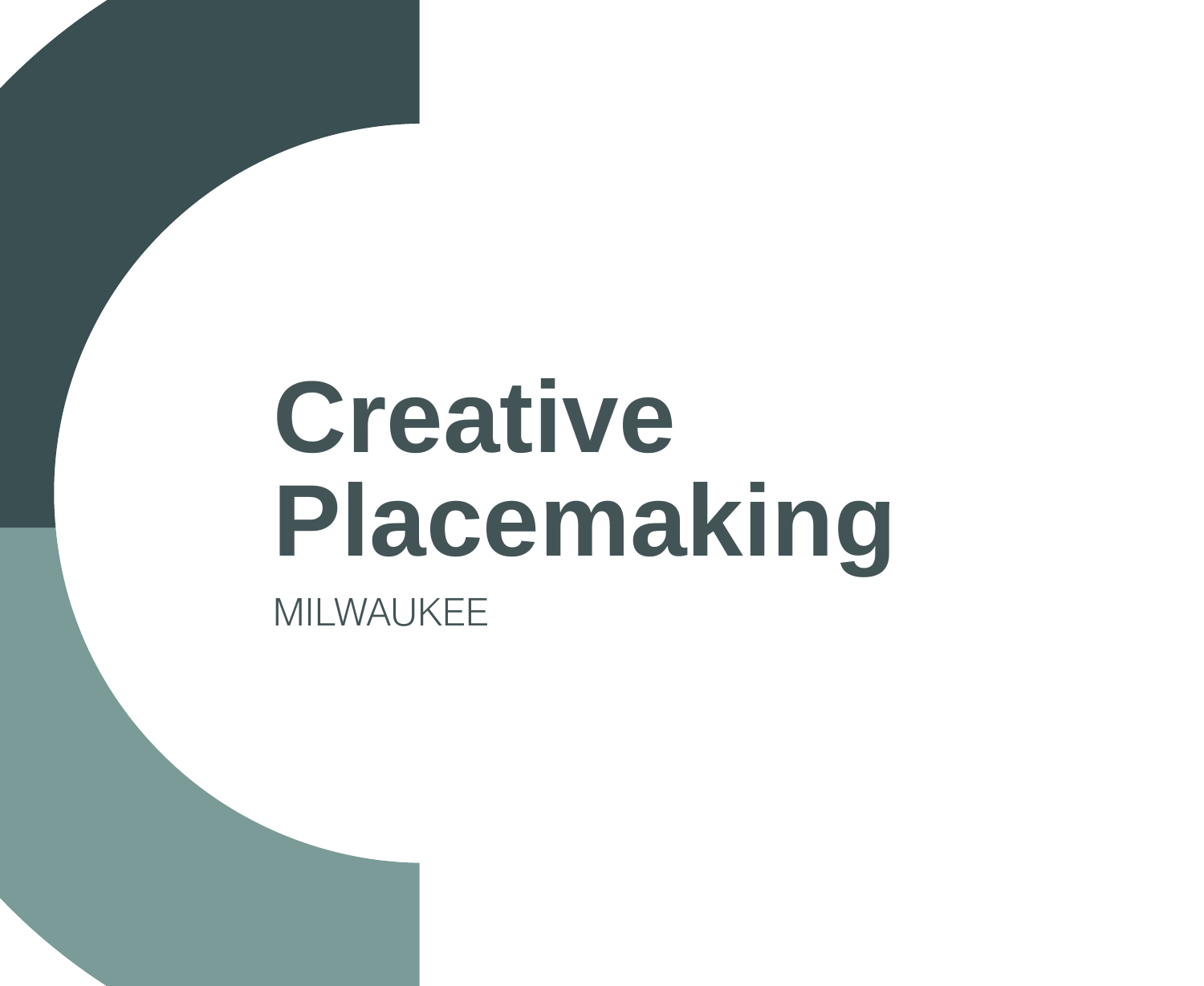# Creative Placemaking

MILWAUKEE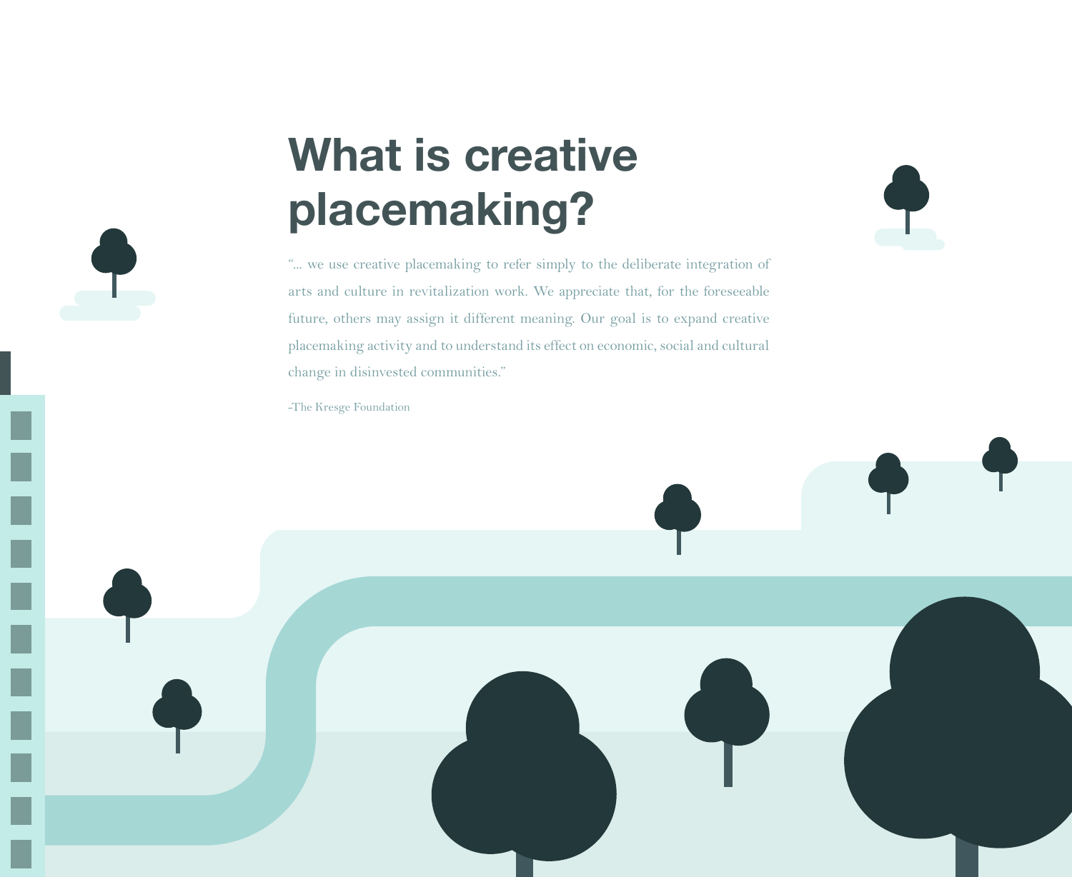# What is creative placemaking?

"... we use creative placemaking to refer simply to the deliberate integration of arts and culture in revitalization work. We appreciate that, for the foreseeable future, others may assign it different meaning. Our goal is to expand creative placemaking activity and to understand its effect on economic, social and cultural change in disinvested communities."

-The Kresge Foundation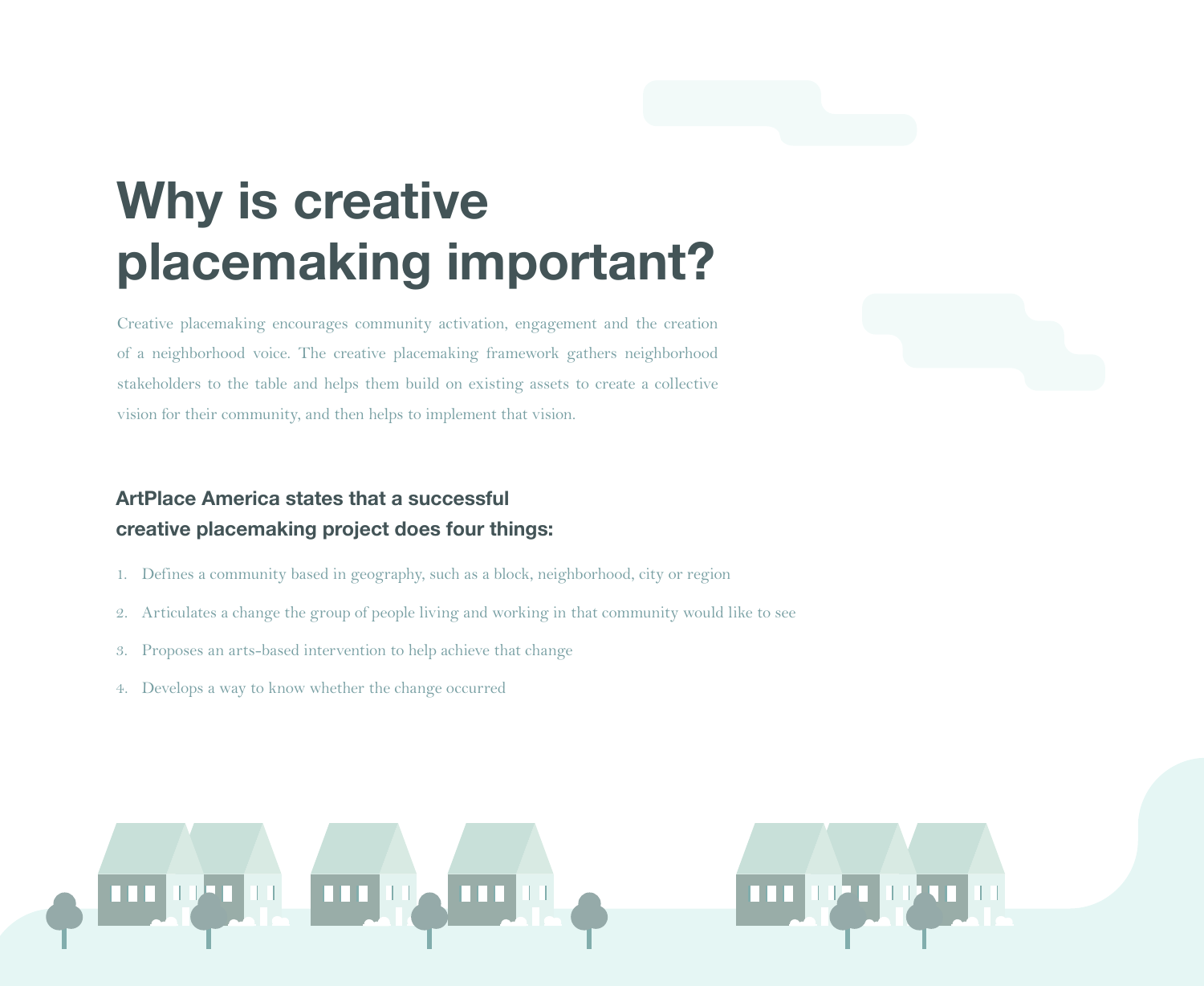# Why is creative placemaking important?

Creative placemaking encourages community activation, engagement and the creation of a neighborhood voice. The creative placemaking framework gathers neighborhood stakeholders to the table and helps them build on existing assets to create a collective vision for their community, and then helps to implement that vision.

## ArtPlace America states that a successful creative placemaking project does four things:

1. Defines a community based in geography, such as a block, neighborhood, city or region
2. Articulates a change the group of people living and working in that community would like to see
3. Proposes an arts-based intervention to help achieve that change
4. Develops a way to know whether the change occurred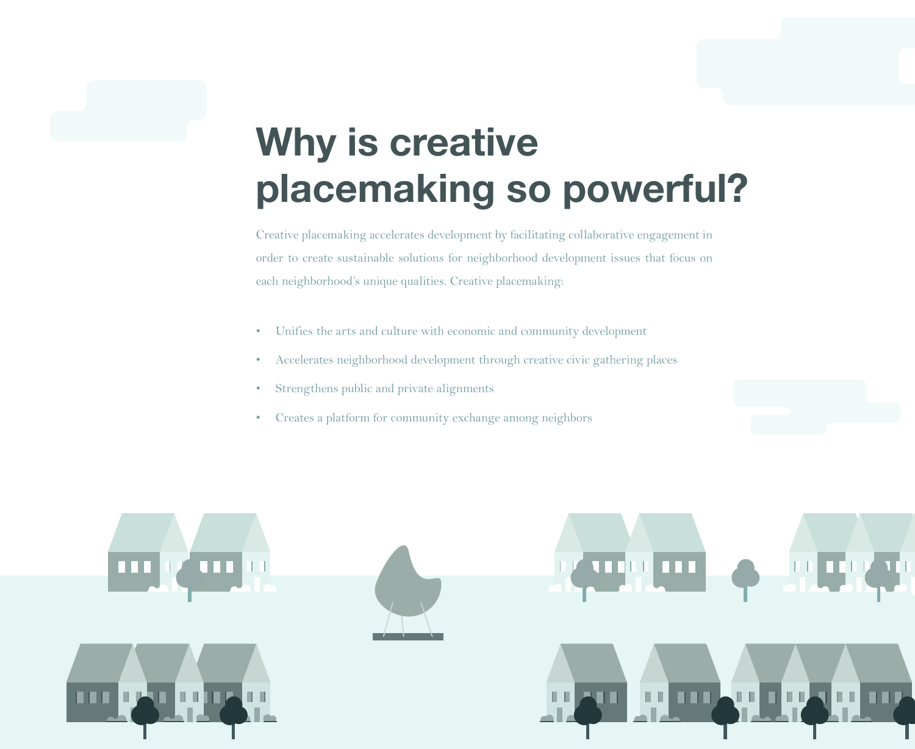# Why is creative placemaking so powerful?

Creative placemaking accelerates development by facilitating collaborative engagement in order to create sustainable solutions for neighborhood development issues that focus on each neighborhood's unique qualities. Creative placemaking:

- Unifies the arts and culture with economic and community development
- Accelerates neighborhood development through creative civic gathering places
- Strengthens public and private alignments
- Creates a platform for community exchange among neighbors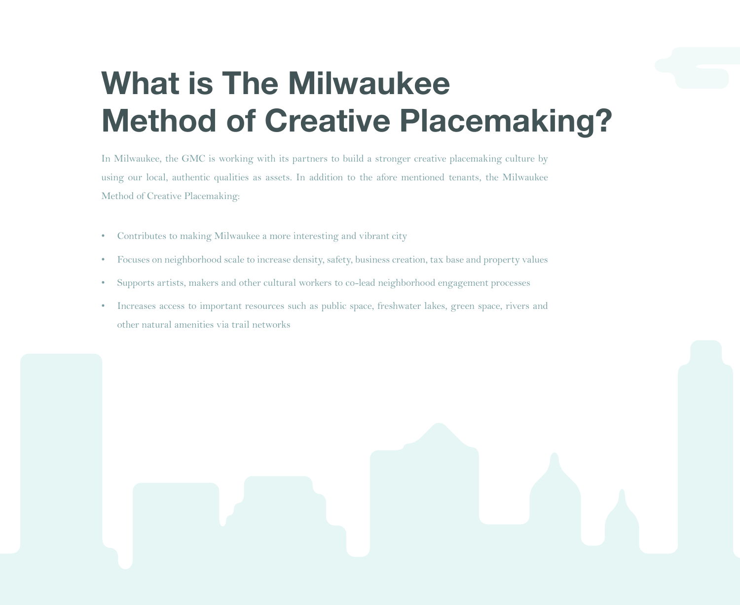# What is The Milwaukee Method of Creative Placemaking?

In Milwaukee, the GMC is working with its partners to build a stronger creative placemaking culture by using our local, authentic qualities as assets. In addition to the afore mentioned tenants, the Milwaukee Method of Creative Placemaking:

- Contributes to making Milwaukee a more interesting and vibrant city
- Focuses on neighborhood scale to increase density, safety, business creation, tax base and property values
- Supports artists, makers and other cultural workers to co-lead neighborhood engagement processes
- Increases access to important resources such as public space, freshwater lakes, green space, rivers and other natural amenities via trail networks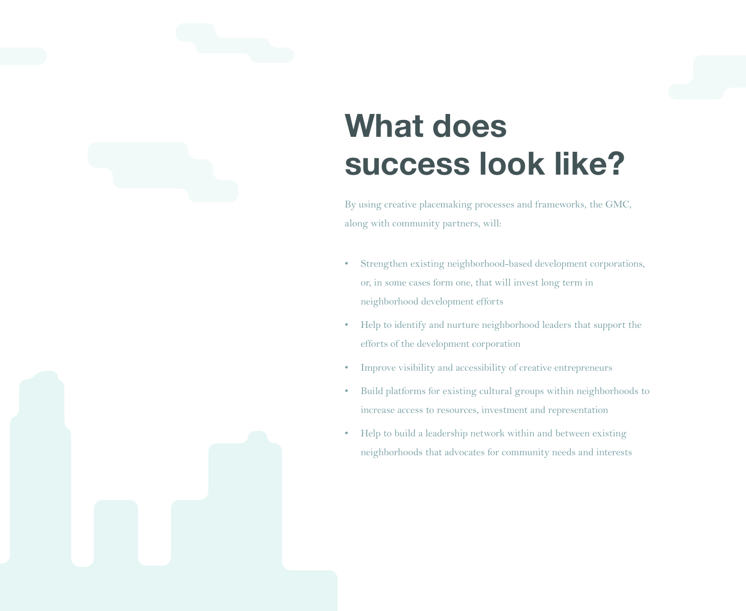# What does success look like?

By using creative placemaking processes and frameworks, the GMC, along with community partners, will:

- Strengthen existing neighborhood-based development corporations, or, in some cases form one, that will invest long term in neighborhood development efforts
- Help to identify and nurture neighborhood leaders that support the efforts of the development corporation
- Improve visibility and accessibility of creative entrepreneurs
- Build platforms for existing cultural groups within neighborhoods to increase access to resources, investment and representation
- Help to build a leadership network within and between existing neighborhoods that advocates for community needs and interests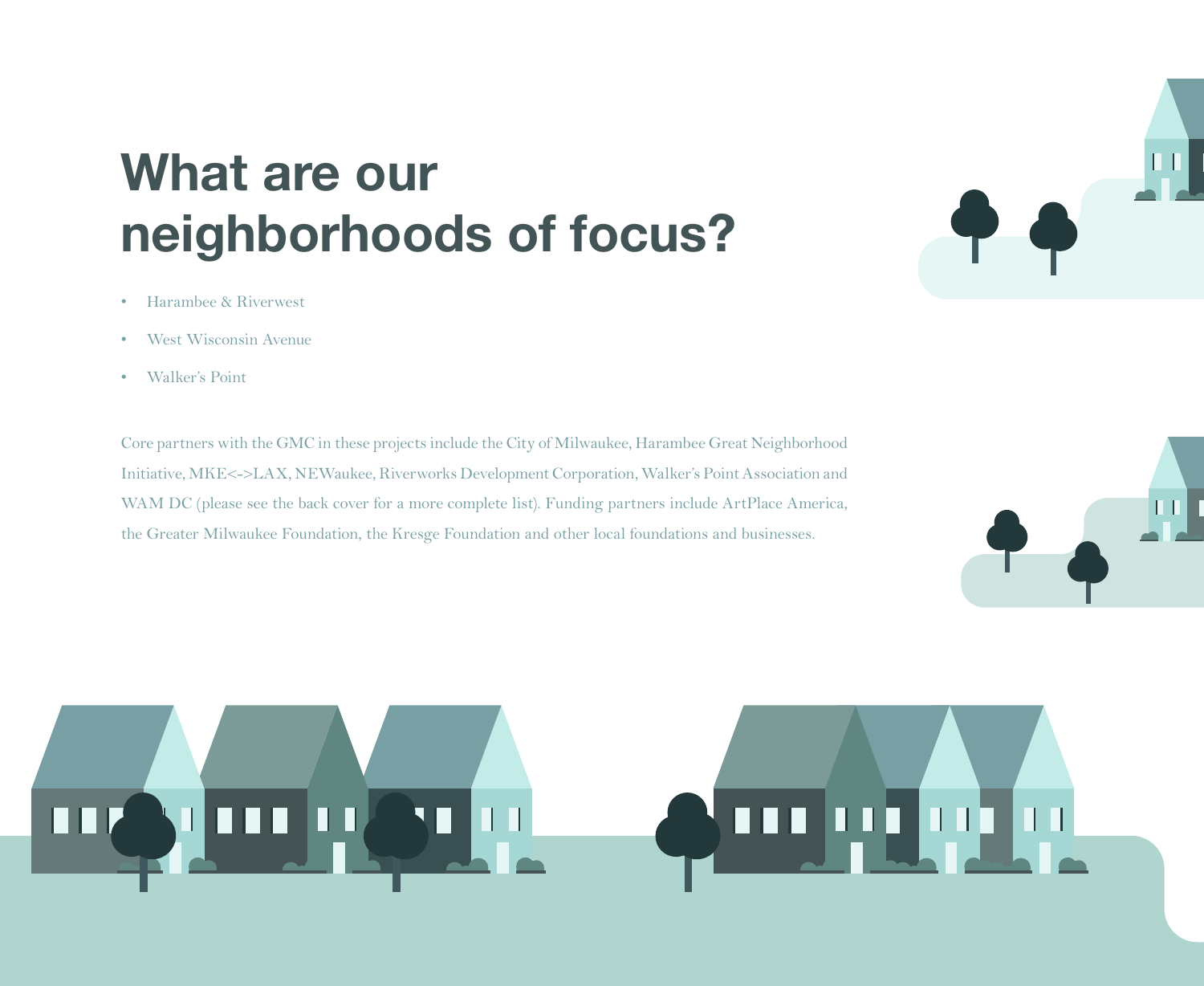# What are our neighborhoods of focus?

- Harambee & Riverwest
- West Wisconsin Avenue
- Walker's Point

Core partners with the GMC in these projects include the City of Milwaukee, Harambee Great Neighborhood Initiative, MKE<->LAX, NEWaukee, Riverworks Development Corporation, Walker's Point Association and WAM DC (please see the back cover for a more complete list). Funding partners include ArtPlace America, the Greater Milwaukee Foundation, the Kresge Foundation and other local foundations and businesses.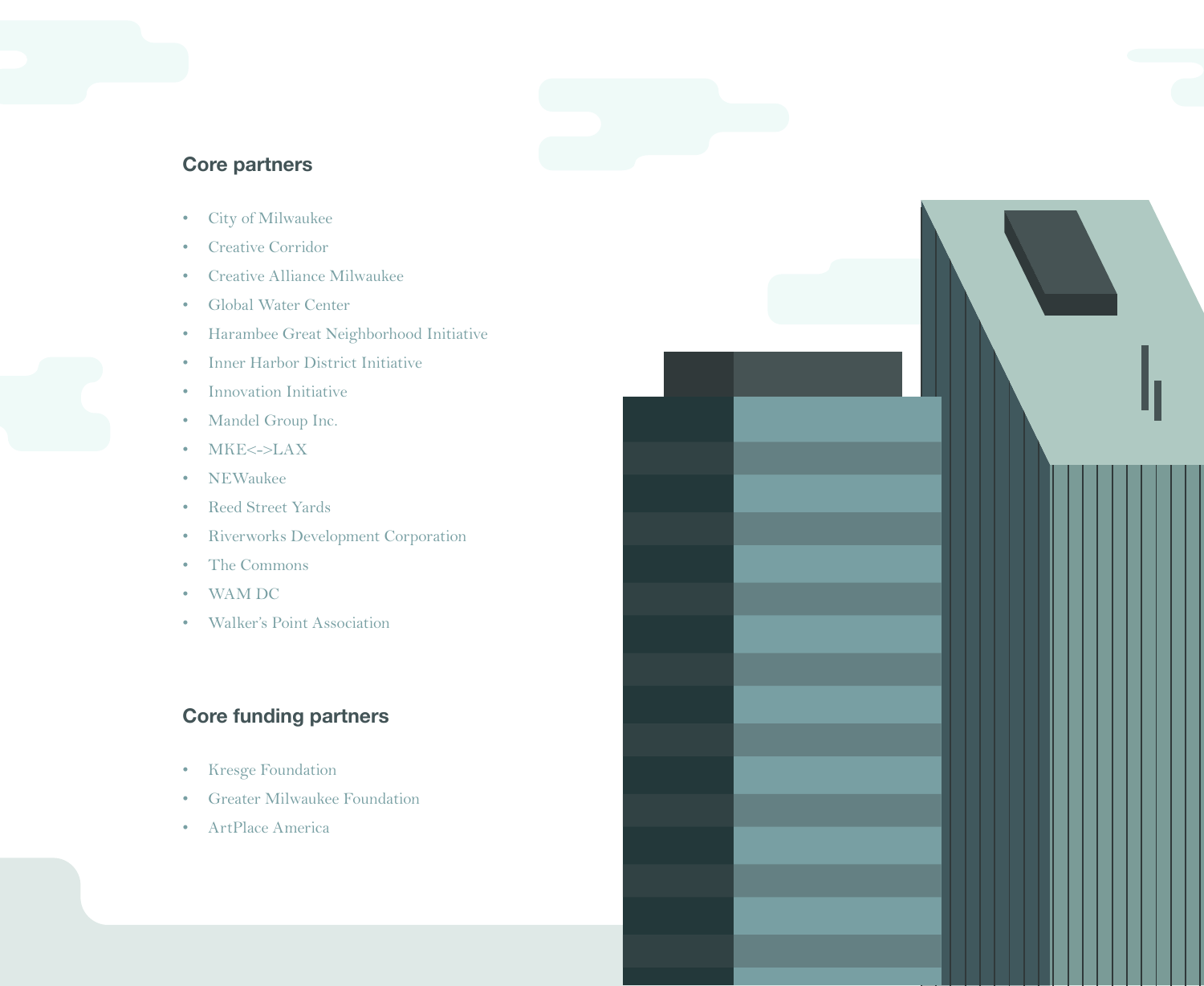## Core partners

- City of Milwaukee
- Creative Corridor
- Creative Alliance Milwaukee
- Global Water Center
- Harambee Great Neighborhood Initiative
- Inner Harbor District Initiative
- Innovation Initiative
- Mandel Group Inc.
- MKE<->LAX
- NEWaukee
- Reed Street Yards
- Riverworks Development Corporation
- The Commons
- WAM DC
- Walker's Point Association

## Core funding partners

- Kresge Foundation
- Greater Milwaukee Foundation
- ArtPlace America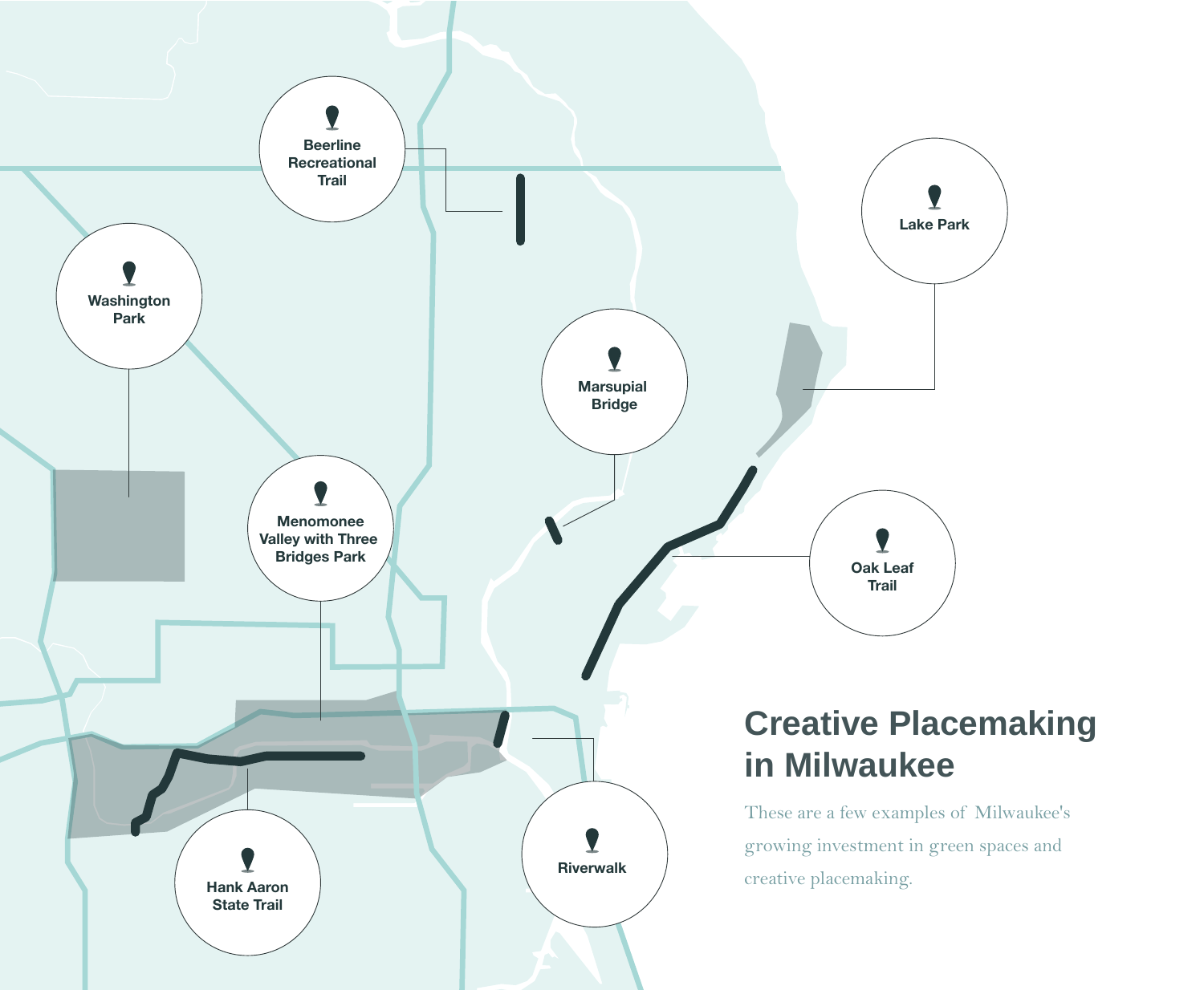# Creative Placemaking in Milwaukee

These are a few examples of Milwaukee's growing investment in green spaces and creative placemaking.

- Beerline Recreational Trail
- Washington Park
- Lake Park
- Marsupial Bridge
- Menomonee Valley with Three Bridges Park
- Oak Leaf Trail
- Hank Aaron State Trail
- Riverwalk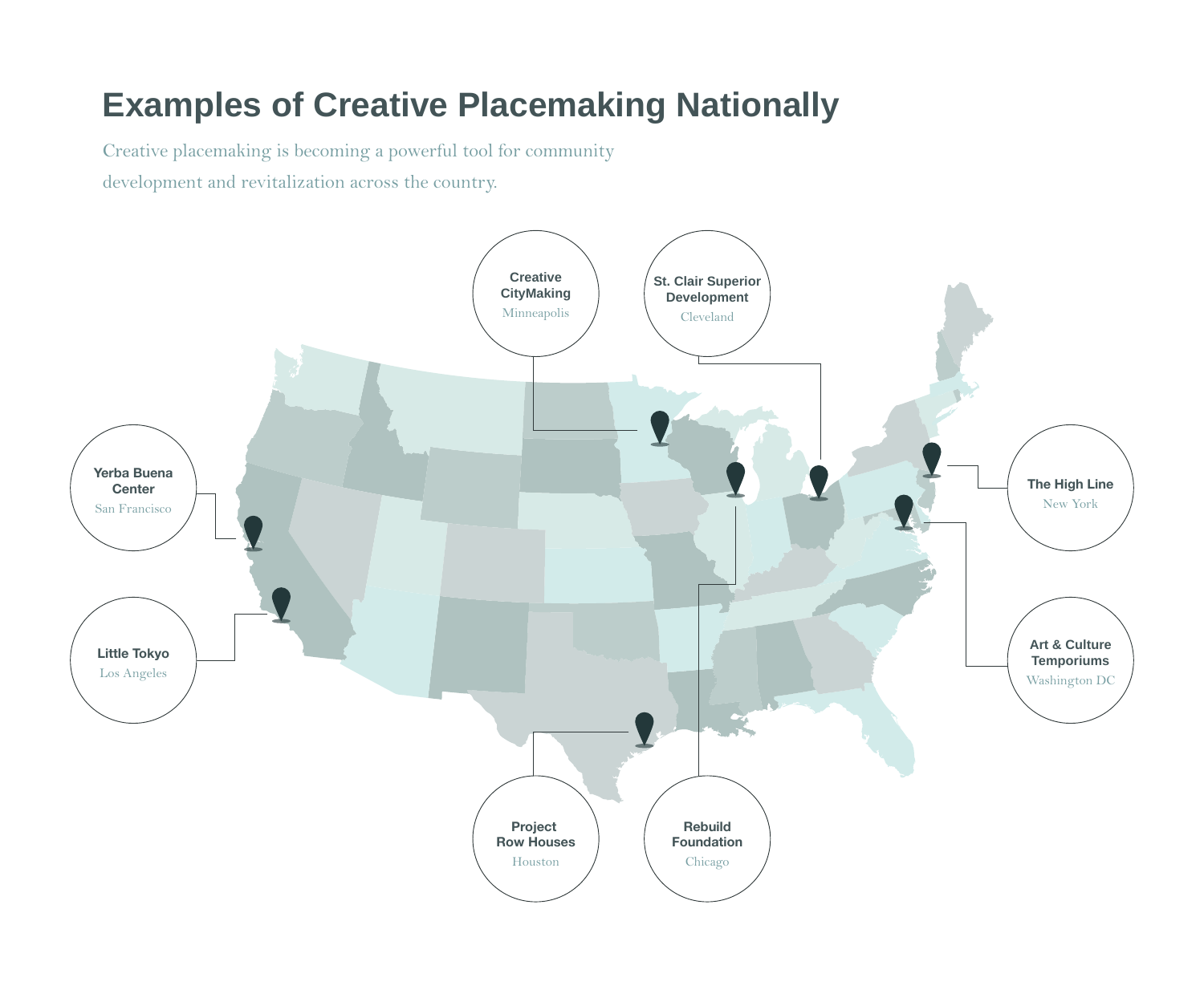# Examples of Creative Placemaking Nationally

Creative placemaking is becoming a powerful tool for community development and revitalization across the country.

**Creative CityMaking**
Minneapolis

**St. Clair Superior Development**
Cleveland

**Yerba Buena Center**
San Francisco

**The High Line**
New York

**Little Tokyo**
Los Angeles

**Art & Culture Temporiums**
Washington DC

**Project Row Houses**
Houston

**Rebuild Foundation**
Chicago